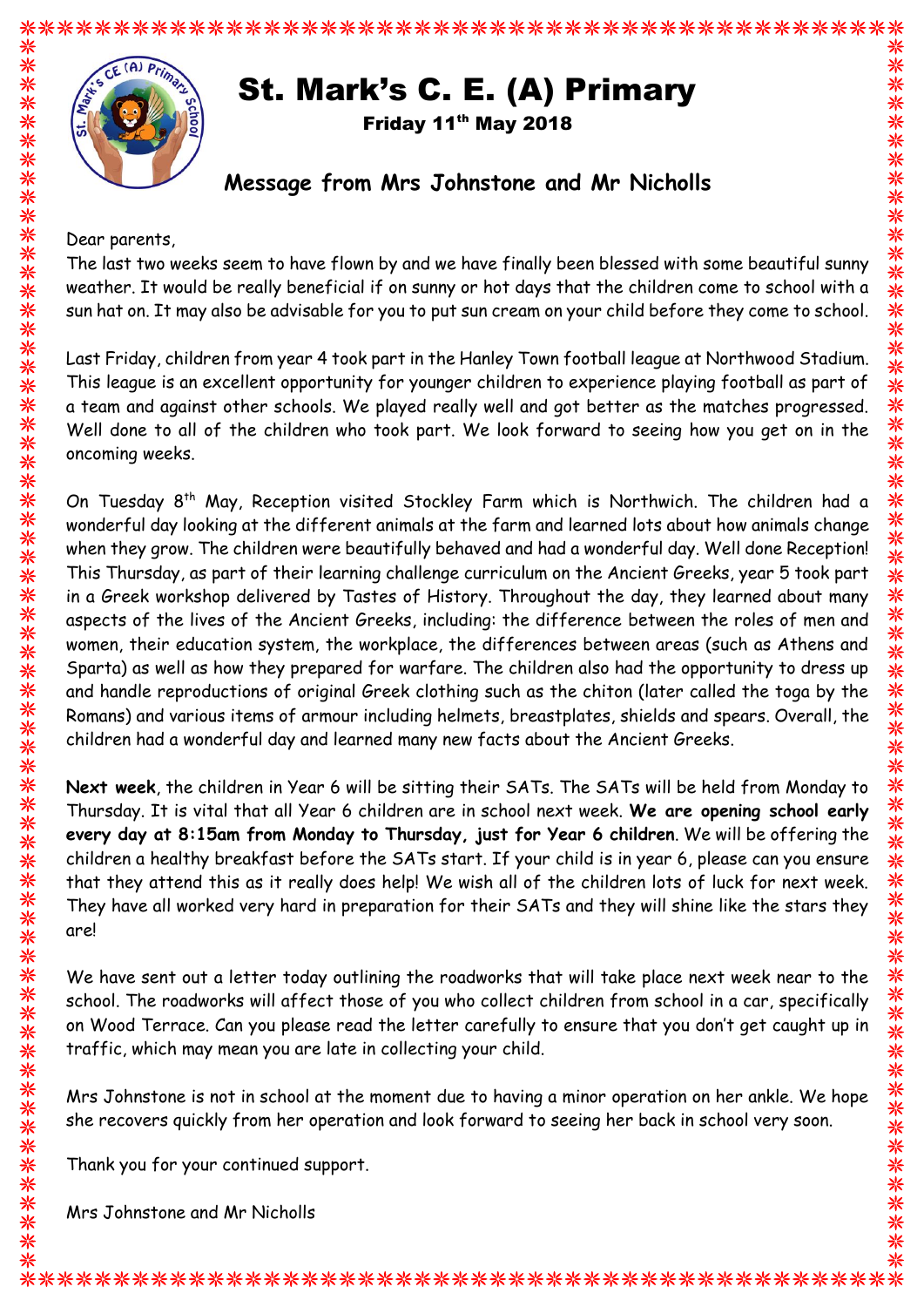# St. Mark's C. E. (A) Primary

**Friday 11th May 2018**

## Message from Mrs Johnstone and Mr Nicholls

Dear parents,

The last two weeks seem to have flown by and we have finally been blessed with some beautiful sunny weather. It would be really beneficial if on sunny or hot days that the children come to school with a sun hat on. It may also be advisable for you to put sun cream on your child before they come to school.

Last Friday, children from year 4 took part in the Hanley Town football league at Northwood Stadium. This league is an excellent opportunity for younger children to experience playing football as part of a team and against other schools. We played really well and got better as the matches progressed. Well done to all of the children who took part. We look forward to seeing how you get on in the oncoming weeks.

On Tuesday 8th May, Reception visited Stockley Farm which is Northwich. The children had a wonderful day looking at the different animals at the farm and learned lots about how animals change when they grow. The children were beautifully behaved and had a wonderful day. Well done Reception! This Thursday, as part of their learning challenge curriculum on the Ancient Greeks, year 5 took part in a Greek workshop delivered by Tastes of History. Throughout the day, they learned about many aspects of the lives of the Ancient Greeks, including: the difference between the roles of men and women, their education system, the workplace, the differences between areas (such as Athens and Sparta) as well as how they prepared for warfare. The children also had the opportunity to dress up and handle reproductions of original Greek clothing such as the chiton (later called the toga by the Romans) and various items of armour including helmets, breastplates, shields and spears. Overall, the children had a wonderful day and learned many new facts about the Ancient Greeks.

**Next week**, the children in Year 6 will be sitting their SATs. The SATs will be held from Monday to Thursday. It is vital that all Year 6 children are in school next week. **We are opening school early every day at 8:15am from Monday to Thursday, just for Year 6 children**. We will be offering the children a healthy breakfast before the SATs start. If your child is in year 6, please can you ensure that they attend this as it really does help! We wish all of the children lots of luck for next week. They have all worked very hard in preparation for their SATs and they will shine like the stars they are!

We have sent out a letter today outlining the roadworks that will take place next week near to the school. The roadworks will affect those of you who collect children from school in a car, specifically on Wood Terrace. Can you please read the letter carefully to ensure that you don't get caught up in traffic, which may mean you are late in collecting your child.

Mrs Johnstone is not in school at the moment due to having a minor operation on her ankle. We hope she recovers quickly from her operation and look forward to seeing her back in school very soon.

Thank you for your continued support.

Mrs Johnstone and Mr Nicholls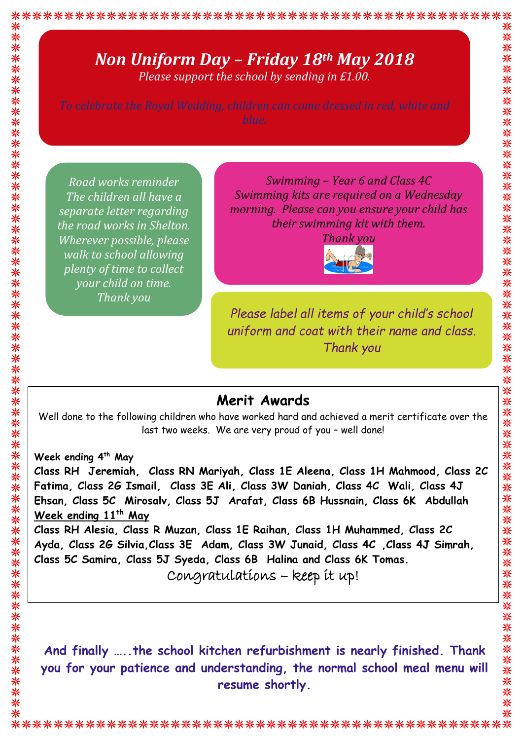# *Non Uniform Day – Friday 18th May 2018*

*Please support the school by sending in £1.00.*

*To celebrate the Royal Wedding, children can come dressed in red, white and blue.*

*Road works reminder*
*The children all have a separate letter regarding the road works in Shelton. Wherever possible, please walk to school allowing plenty of time to collect your child on time.*
*Thank you*

*Swimming – Year 6 and Class 4C*
*Swimming kits are required on a Wednesday morning. Please can you ensure your child has their swimming kit with them.*
*Thank you*

*Please label all items of your child's school uniform and coat with their name and class. Thank you*

## Merit Awards

Well done to the following children who have worked hard and achieved a merit certificate over the last two weeks. We are very proud of you – well done!

<u>Week ending 4th May</u>

**Class RH Jeremiah, Class RN Mariyah, Class 1E Aleena, Class 1H Mahmood, Class 2C Fatima, Class 2G Ismail, Class 3E Ali, Class 3W Daniah, Class 4C Wali, Class 4J Ehsan, Class 5C Mirosalv, Class 5J Arafat, Class 6B Hussnain, Class 6K Abdullah**

<u>Week ending 11th May</u>

**Class RH Alesia, Class R Muzan, Class 1E Raihan, Class 1H Muhammed, Class 2C Ayda, Class 2G Silvia,Class 3E Adam, Class 3W Junaid, Class 4C ,Class 4J Simrah, Class 5C Samira, Class 5J Syeda, Class 6B Halina and Class 6K Tomas.**

Congratulations – keep it up!

**And finally …..the school kitchen refurbishment is nearly finished. Thank you for your patience and understanding, the normal school meal menu will resume shortly.**